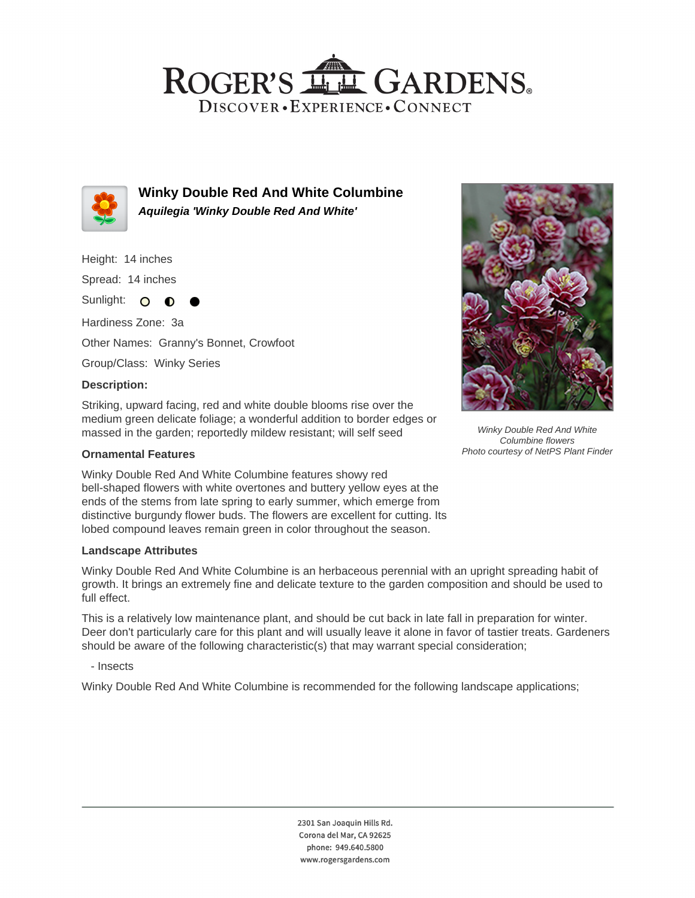# Winky Double Red And White Columbine

***Aquilegia 'Winky Double Red And White'***

Height: 14 inches

Spread: 14 inches

Sunlight:

Hardiness Zone: 3a

Other Names: Granny's Bonnet, Crowfoot

Group/Class: Winky Series

### Description:

Striking, upward facing, red and white double blooms rise over the medium green delicate foliage; a wonderful addition to border edges or massed in the garden; reportedly mildew resistant; will self seed

*Winky Double Red And White Columbine flowers*
*Photo courtesy of NetPS Plant Finder*

### Ornamental Features

Winky Double Red And White Columbine features showy red bell-shaped flowers with white overtones and buttery yellow eyes at the ends of the stems from late spring to early summer, which emerge from distinctive burgundy flower buds. The flowers are excellent for cutting. Its lobed compound leaves remain green in color throughout the season.

### Landscape Attributes

Winky Double Red And White Columbine is an herbaceous perennial with an upright spreading habit of growth. It brings an extremely fine and delicate texture to the garden composition and should be used to full effect.

This is a relatively low maintenance plant, and should be cut back in late fall in preparation for winter. Deer don't particularly care for this plant and will usually leave it alone in favor of tastier treats. Gardeners should be aware of the following characteristic(s) that may warrant special consideration;

- Insects

Winky Double Red And White Columbine is recommended for the following landscape applications;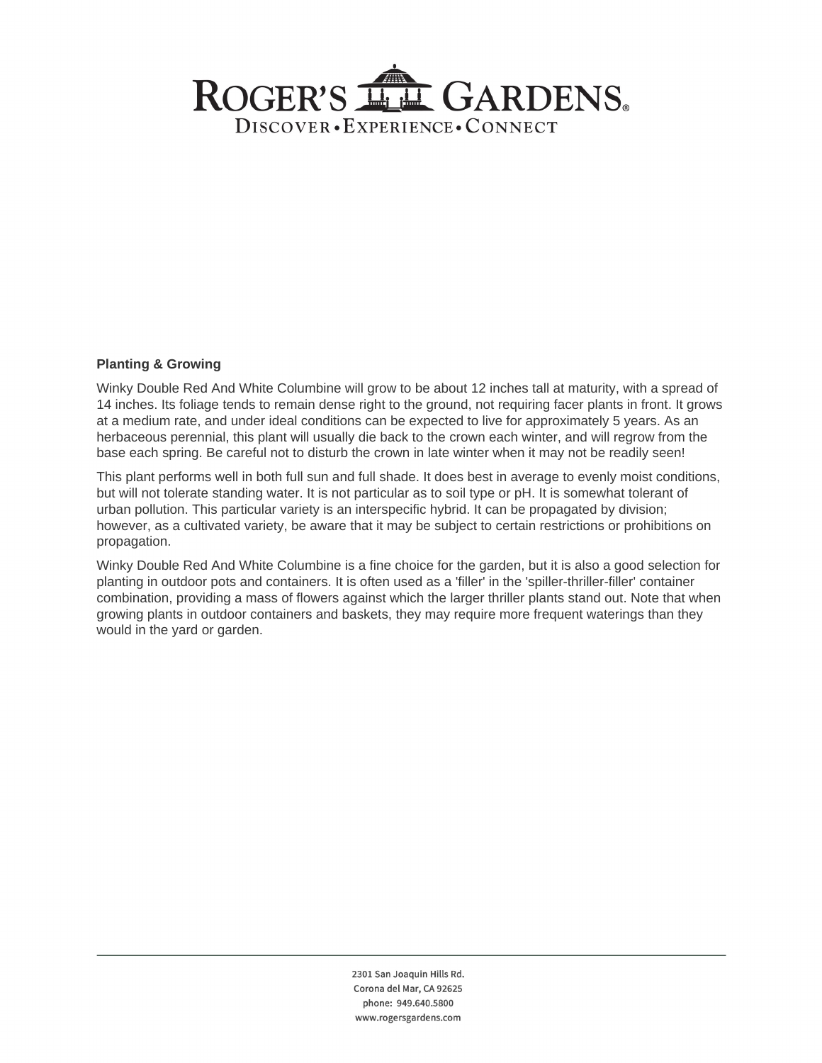## Planting & Growing

Winky Double Red And White Columbine will grow to be about 12 inches tall at maturity, with a spread of 14 inches. Its foliage tends to remain dense right to the ground, not requiring facer plants in front. It grows at a medium rate, and under ideal conditions can be expected to live for approximately 5 years. As an herbaceous perennial, this plant will usually die back to the crown each winter, and will regrow from the base each spring. Be careful not to disturb the crown in late winter when it may not be readily seen!

This plant performs well in both full sun and full shade. It does best in average to evenly moist conditions, but will not tolerate standing water. It is not particular as to soil type or pH. It is somewhat tolerant of urban pollution. This particular variety is an interspecific hybrid. It can be propagated by division; however, as a cultivated variety, be aware that it may be subject to certain restrictions or prohibitions on propagation.

Winky Double Red And White Columbine is a fine choice for the garden, but it is also a good selection for planting in outdoor pots and containers. It is often used as a 'filler' in the 'spiller-thriller-filler' container combination, providing a mass of flowers against which the larger thriller plants stand out. Note that when growing plants in outdoor containers and baskets, they may require more frequent waterings than they would in the yard or garden.